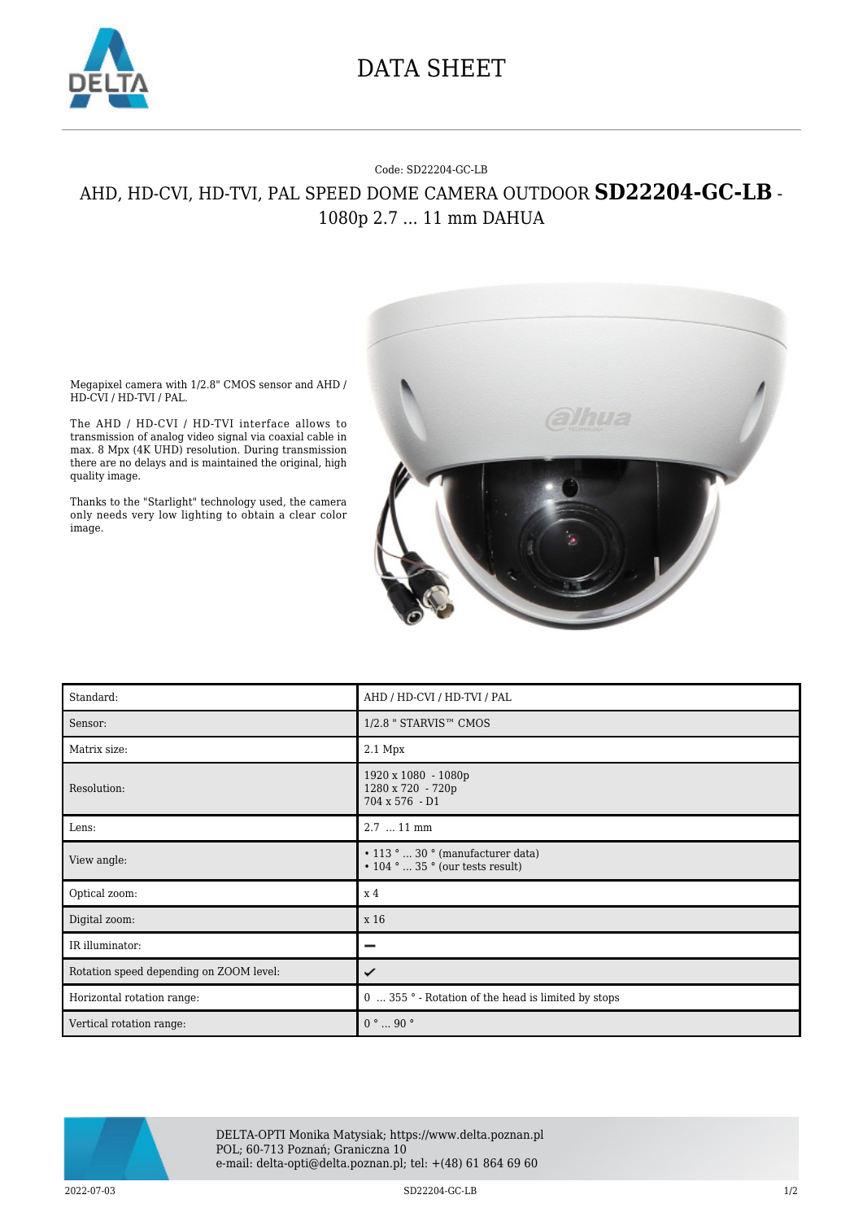# DATA SHEET

Code: SD22204-GC-LB

## AHD, HD-CVI, HD-TVI, PAL SPEED DOME CAMERA OUTDOOR **SD22204-GC-LB** - 1080p 2.7 ... 11 mm DAHUA

Megapixel camera with 1/2.8" CMOS sensor and AHD / HD-CVI / HD-TVI / PAL.

The AHD / HD-CVI / HD-TVI interface allows to transmission of analog video signal via coaxial cable in max. 8 Mpx (4K UHD) resolution. During transmission there are no delays and is maintained the original, high quality image.

Thanks to the "Starlight" technology used, the camera only needs very low lighting to obtain a clear color image.

| | |
|---|---|
| Standard: | AHD / HD-CVI / HD-TVI / PAL |
| Sensor: | 1/2.8 " STARVIS™ CMOS |
| Matrix size: | 2.1 Mpx |
| Resolution: | 1920 x 1080 - 1080p<br>1280 x 720 - 720p<br>704 x 576 - D1 |
| Lens: | 2.7 ... 11 mm |
| View angle: | • 113 ° ... 30 ° (manufacturer data)<br>• 104 ° ... 35 ° (our tests result) |
| Optical zoom: | x 4 |
| Digital zoom: | x 16 |
| IR illuminator: | − |
| Rotation speed depending on ZOOM level: | ✓ |
| Horizontal rotation range: | 0 ... 355 ° - Rotation of the head is limited by stops |
| Vertical rotation range: | 0 ° ... 90 ° |

DELTA-OPTI Monika Matysiak; https://www.delta.poznan.pl
POL; 60-713 Poznań; Graniczna 10
e-mail: delta-opti@delta.poznan.pl; tel: +(48) 61 864 69 60

2022-07-03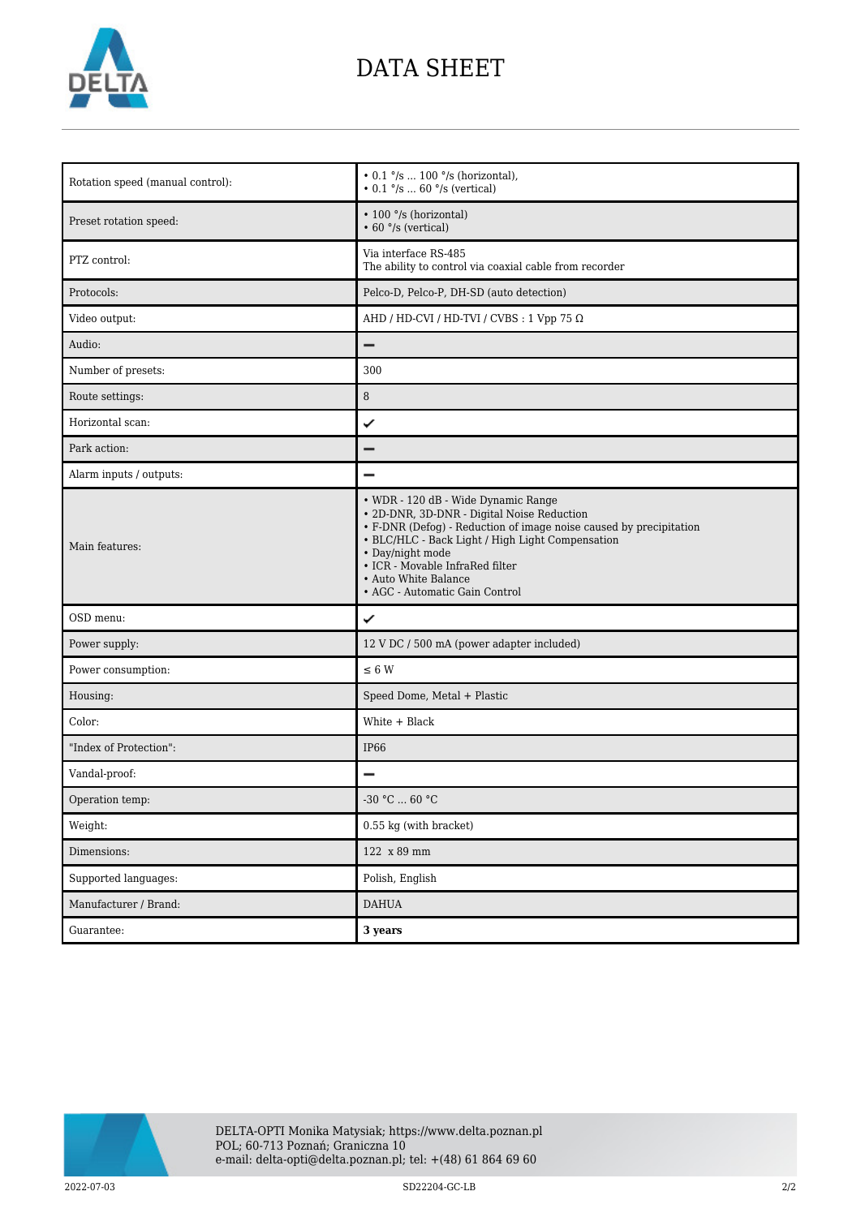# DATA SHEET

| | |
|---|---|
| Rotation speed (manual control): | • 0.1 °/s ... 100 °/s (horizontal),<br>• 0.1 °/s ... 60 °/s (vertical) |
| Preset rotation speed: | • 100 °/s (horizontal)<br>• 60 °/s (vertical) |
| PTZ control: | Via interface RS-485<br>The ability to control via coaxial cable from recorder |
| Protocols: | Pelco-D, Pelco-P, DH-SD (auto detection) |
| Video output: | AHD / HD-CVI / HD-TVI / CVBS : 1 Vpp 75 Ω |
| Audio: | – |
| Number of presets: | 300 |
| Route settings: | 8 |
| Horizontal scan: | ✓ |
| Park action: | – |
| Alarm inputs / outputs: | – |
| Main features: | • WDR - 120 dB - Wide Dynamic Range<br>• 2D-DNR, 3D-DNR - Digital Noise Reduction<br>• F-DNR (Defog) - Reduction of image noise caused by precipitation<br>• BLC/HLC - Back Light / High Light Compensation<br>• Day/night mode<br>• ICR - Movable InfraRed filter<br>• Auto White Balance<br>• AGC - Automatic Gain Control |
| OSD menu: | ✓ |
| Power supply: | 12 V DC / 500 mA (power adapter included) |
| Power consumption: | ≤ 6 W |
| Housing: | Speed Dome, Metal + Plastic |
| Color: | White + Black |
| "Index of Protection": | IP66 |
| Vandal-proof: | – |
| Operation temp: | -30 °C ... 60 °C |
| Weight: | 0.55 kg (with bracket) |
| Dimensions: | 122 x 89 mm |
| Supported languages: | Polish, English |
| Manufacturer / Brand: | DAHUA |
| Guarantee: | **3 years** |

DELTA-OPTI Monika Matysiak; https://www.delta.poznan.pl
POL; 60-713 Poznań; Graniczna 10
e-mail: delta-opti@delta.poznan.pl; tel: +(48) 61 864 69 60

2022-07-03 SD22204-GC-LB